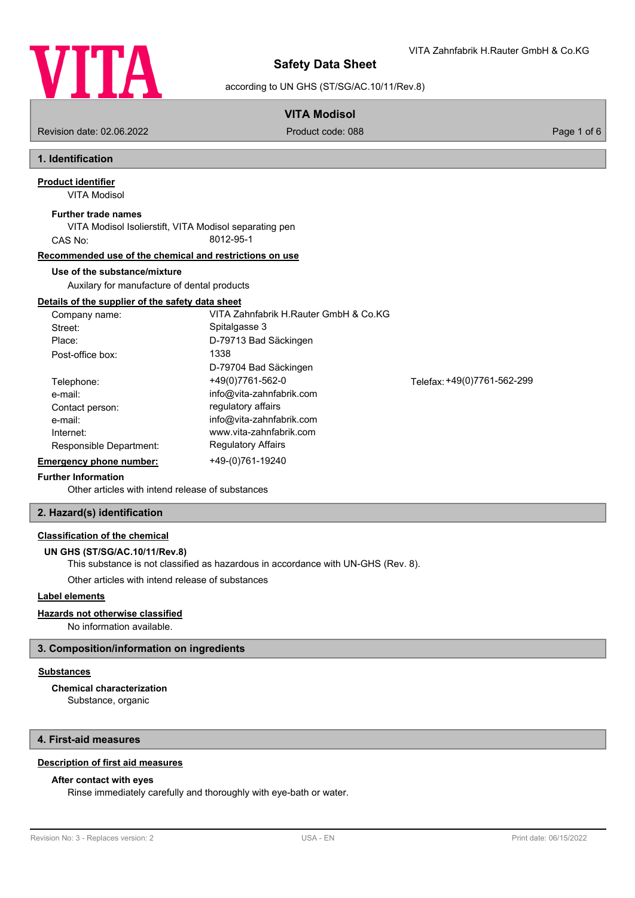# Safety Data Sheet

according to UN GHS (ST/SG/AC.10/11/Rev.8)

VITA Zahnfabrik H.Rauter GmbH & Co.KG

**VITA Modisol**

Revision date: 02.06.2022 | Product code: 088

## 1. Identification

**Product identifier**

VITA Modisol

**Further trade names**

VITA Modisol Isolierstift, VITA Modisol separating pen

CAS No: 8012-95-1

**Recommended use of the chemical and restrictions on use**

**Use of the substance/mixture**

Auxilary for manufacture of dental products

**Details of the supplier of the safety data sheet**

| | |
|---|---|
| Company name: | VITA Zahnfabrik H.Rauter GmbH & Co.KG |
| Street: | Spitalgasse 3 |
| Place: | D-79713 Bad Säckingen |
| Post-office box: | 1338<br>D-79704 Bad Säckingen |
| Telephone: | +49(0)7761-562-0 |
| Telefax: | +49(0)7761-562-299 |
| e-mail: | info@vita-zahnfabrik.com |
| Contact person: | regulatory affairs |
| e-mail: | info@vita-zahnfabrik.com |
| Internet: | www.vita-zahnfabrik.com |
| Responsible Department: | Regulatory Affairs |

**Emergency phone number:** +49-(0)761-19240

**Further Information**

Other articles with intend release of substances

## 2. Hazard(s) identification

**Classification of the chemical**

**UN GHS (ST/SG/AC.10/11/Rev.8)**

This substance is not classified as hazardous in accordance with UN-GHS (Rev. 8).

Other articles with intend release of substances

**Label elements**

**Hazards not otherwise classified**

No information available.

## 3. Composition/information on ingredients

**Substances**

**Chemical characterization**

Substance, organic

## 4. First-aid measures

**Description of first aid measures**

**After contact with eyes**

Rinse immediately carefully and thoroughly with eye-bath or water.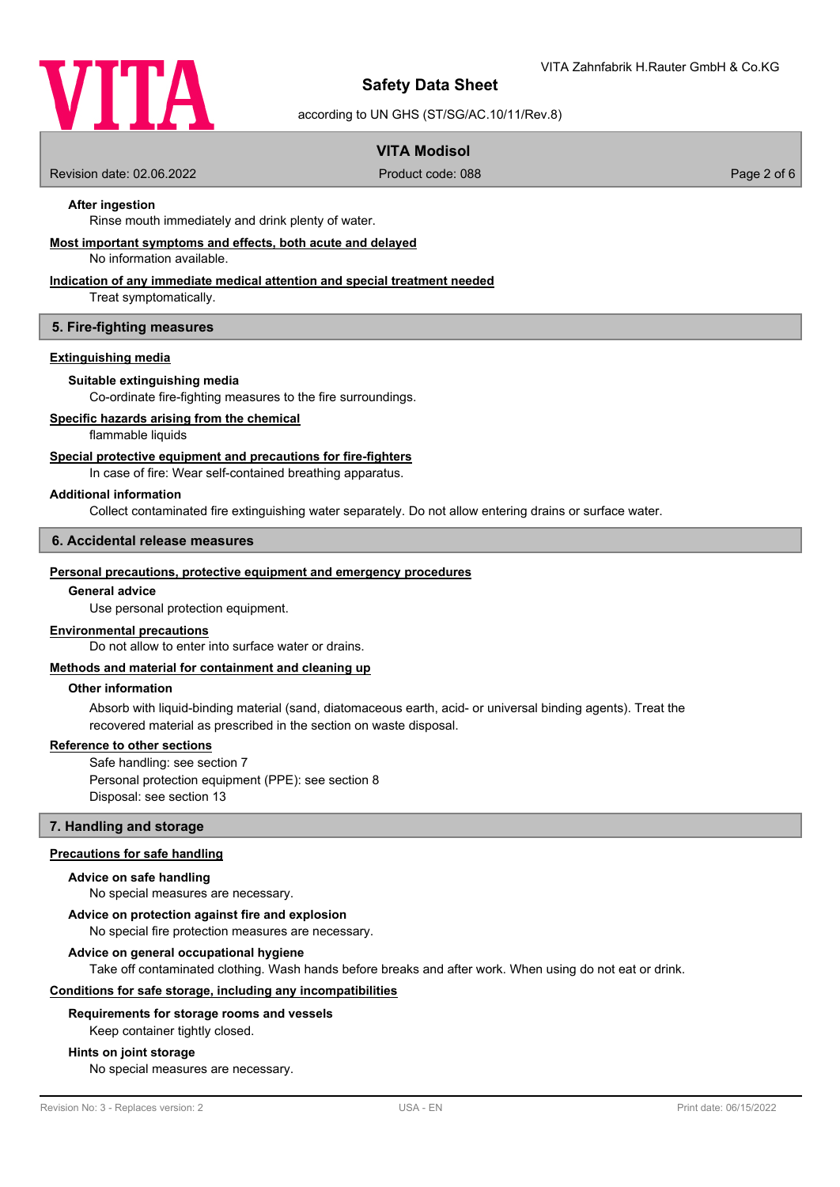#### After ingestion

Rinse mouth immediately and drink plenty of water.

#### Most important symptoms and effects, both acute and delayed

No information available.

#### Indication of any immediate medical attention and special treatment needed

Treat symptomatically.

## 5. Fire-fighting measures

### Extinguishing media

#### Suitable extinguishing media

Co-ordinate fire-fighting measures to the fire surroundings.

### Specific hazards arising from the chemical

flammable liquids

### Special protective equipment and precautions for fire-fighters

In case of fire: Wear self-contained breathing apparatus.

### Additional information

Collect contaminated fire extinguishing water separately. Do not allow entering drains or surface water.

## 6. Accidental release measures

### Personal precautions, protective equipment and emergency procedures

#### General advice

Use personal protection equipment.

### Environmental precautions

Do not allow to enter into surface water or drains.

### Methods and material for containment and cleaning up

#### Other information

Absorb with liquid-binding material (sand, diatomaceous earth, acid- or universal binding agents). Treat the recovered material as prescribed in the section on waste disposal.

### Reference to other sections

Safe handling: see section 7
Personal protection equipment (PPE): see section 8
Disposal: see section 13

## 7. Handling and storage

### Precautions for safe handling

#### Advice on safe handling

No special measures are necessary.

#### Advice on protection against fire and explosion

No special fire protection measures are necessary.

#### Advice on general occupational hygiene

Take off contaminated clothing. Wash hands before breaks and after work. When using do not eat or drink.

### Conditions for safe storage, including any incompatibilities

#### Requirements for storage rooms and vessels

Keep container tightly closed.

#### Hints on joint storage

No special measures are necessary.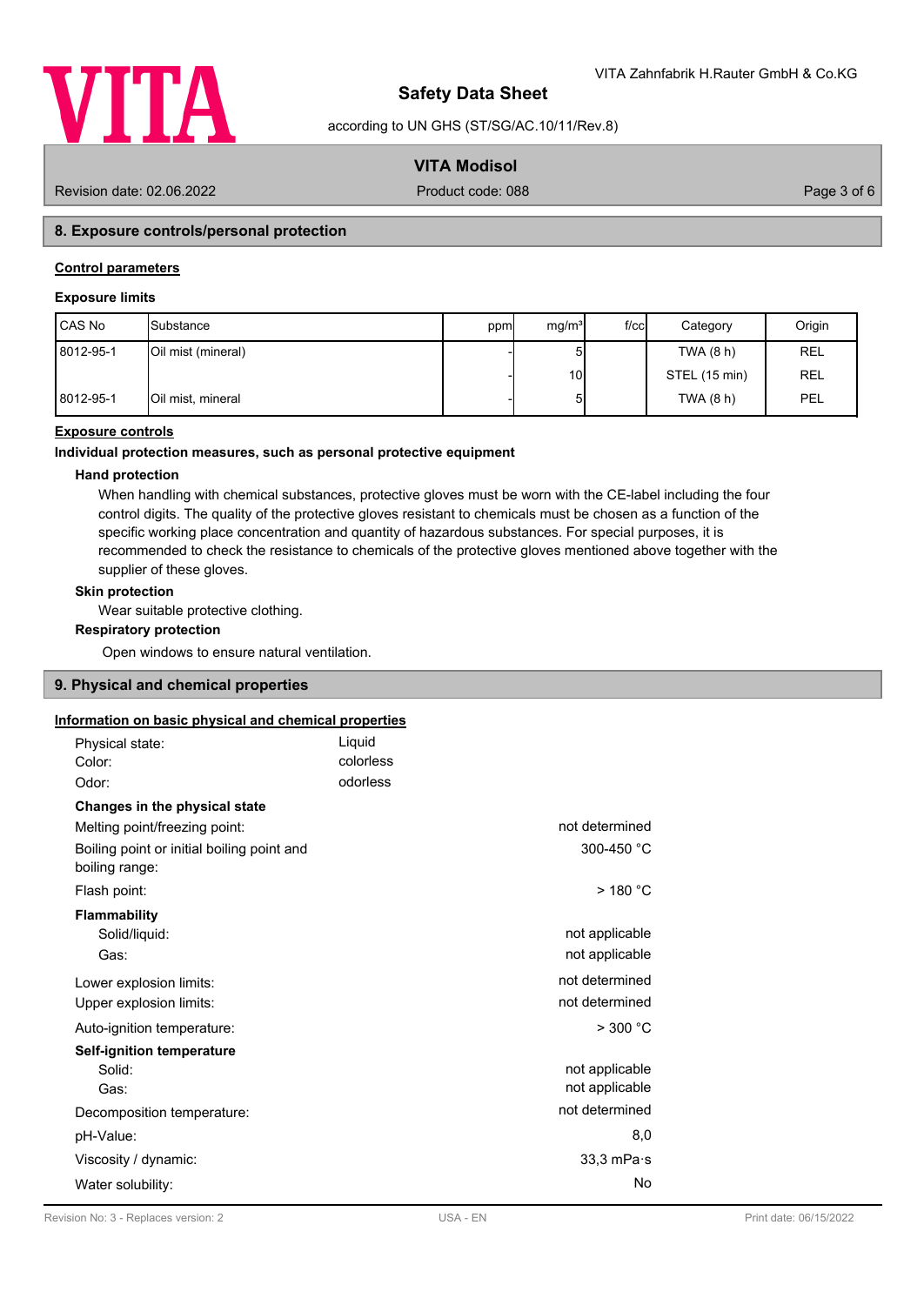## 8. Exposure controls/personal protection

### Control parameters

#### Exposure limits

| CAS No | Substance | ppm | mg/m³ | f/cc | Category | Origin |
|---|---|---|---|---|---|---|
| 8012-95-1 | Oil mist (mineral) | - | 5 | | TWA (8 h) | REL |
| | | - | 10 | | STEL (15 min) | REL |
| 8012-95-1 | Oil mist, mineral | - | 5 | | TWA (8 h) | PEL |

### Exposure controls

#### Individual protection measures, such as personal protective equipment

**Hand protection**

When handling with chemical substances, protective gloves must be worn with the CE-label including the four control digits. The quality of the protective gloves resistant to chemicals must be chosen as a function of the specific working place concentration and quantity of hazardous substances. For special purposes, it is recommended to check the resistance to chemicals of the protective gloves mentioned above together with the supplier of these gloves.

**Skin protection**

Wear suitable protective clothing.

**Respiratory protection**

Open windows to ensure natural ventilation.

## 9. Physical and chemical properties

### Information on basic physical and chemical properties

| | |
|---|---|
| Physical state: | Liquid |
| Color: | colorless |
| Odor: | odorless |

**Changes in the physical state**

| | |
|---|---|
| Melting point/freezing point: | not determined |
| Boiling point or initial boiling point and boiling range: | 300-450 °C |
| Flash point: | > 180 °C |

**Flammability**

| | |
|---|---|
| Solid/liquid: | not applicable |
| Gas: | not applicable |
| Lower explosion limits: | not determined |
| Upper explosion limits: | not determined |
| Auto-ignition temperature: | > 300 °C |

**Self-ignition temperature**

| | |
|---|---|
| Solid: | not applicable |
| Gas: | not applicable |
| Decomposition temperature: | not determined |
| pH-Value: | 8,0 |
| Viscosity / dynamic: | 33,3 mPa·s |
| Water solubility: | No |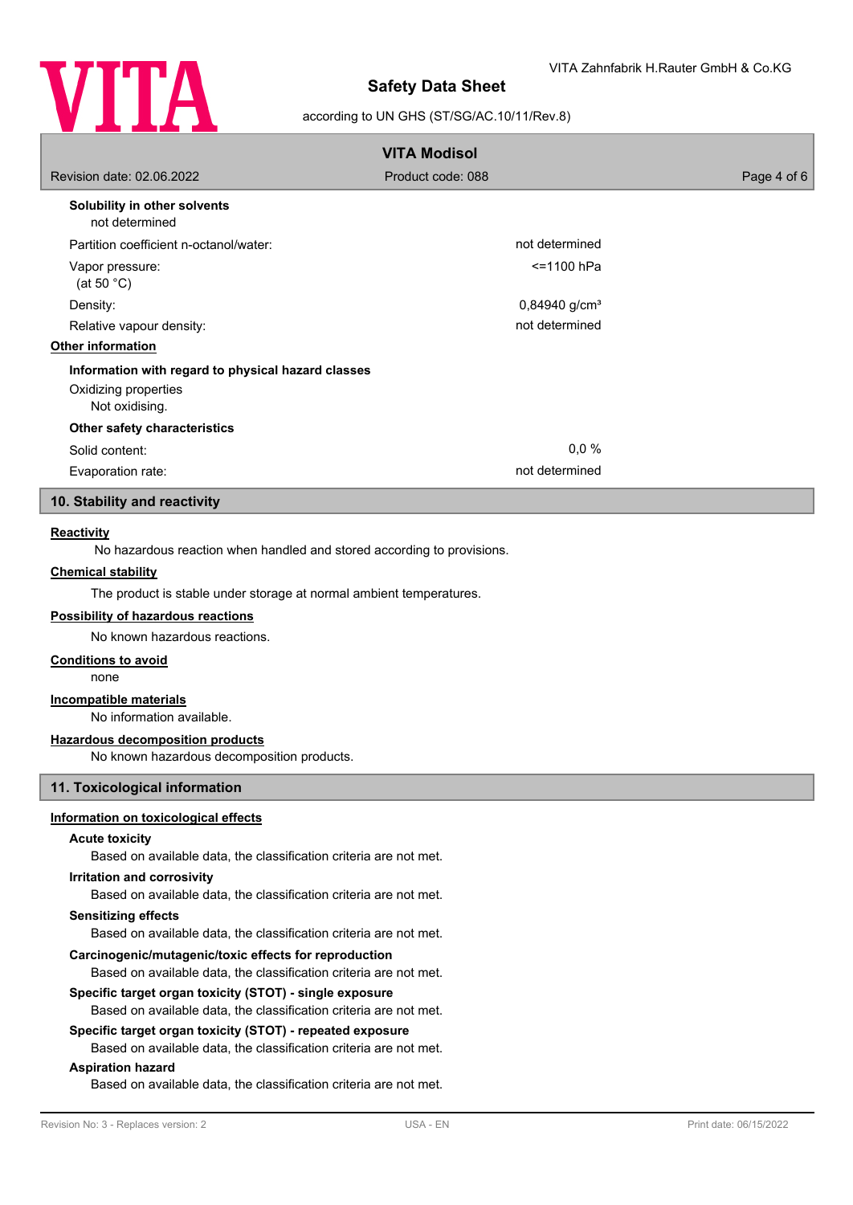**Solubility in other solvents**

not determined

| | |
|---|---|
| Partition coefficient n-octanol/water: | not determined |
| Vapor pressure: (at 50 °C) | <=1100 hPa |
| Density: | 0,84940 g/cm³ |
| Relative vapour density: | not determined |

**Other information**

**Information with regard to physical hazard classes**

Oxidizing properties

Not oxidising.

**Other safety characteristics**

| | |
|---|---|
| Solid content: | 0,0 % |
| Evaporation rate: | not determined |

## 10. Stability and reactivity

**Reactivity**

No hazardous reaction when handled and stored according to provisions.

**Chemical stability**

The product is stable under storage at normal ambient temperatures.

**Possibility of hazardous reactions**

No known hazardous reactions.

**Conditions to avoid**

none

**Incompatible materials**

No information available.

**Hazardous decomposition products**

No known hazardous decomposition products.

## 11. Toxicological information

**Information on toxicological effects**

**Acute toxicity**

Based on available data, the classification criteria are not met.

**Irritation and corrosivity**

Based on available data, the classification criteria are not met.

**Sensitizing effects**

Based on available data, the classification criteria are not met.

**Carcinogenic/mutagenic/toxic effects for reproduction**

Based on available data, the classification criteria are not met.

**Specific target organ toxicity (STOT) - single exposure**

Based on available data, the classification criteria are not met.

**Specific target organ toxicity (STOT) - repeated exposure**

Based on available data, the classification criteria are not met.

**Aspiration hazard**

Based on available data, the classification criteria are not met.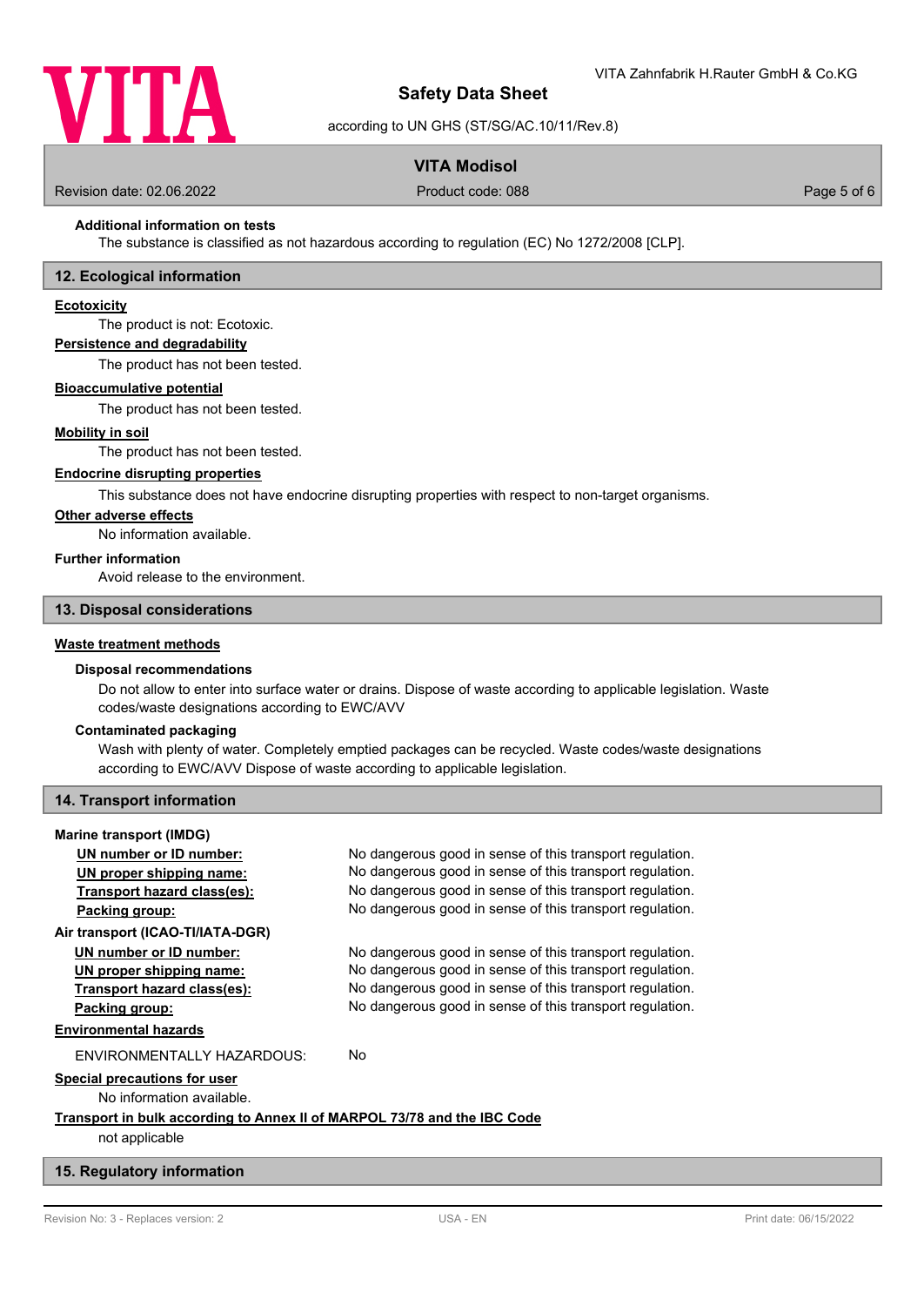**Additional information on tests**

The substance is classified as not hazardous according to regulation (EC) No 1272/2008 [CLP].

## 12. Ecological information

**Ecotoxicity**

The product is not: Ecotoxic.

**Persistence and degradability**

The product has not been tested.

**Bioaccumulative potential**

The product has not been tested.

**Mobility in soil**

The product has not been tested.

**Endocrine disrupting properties**

This substance does not have endocrine disrupting properties with respect to non-target organisms.

**Other adverse effects**

No information available.

**Further information**

Avoid release to the environment.

## 13. Disposal considerations

**Waste treatment methods**

**Disposal recommendations**

Do not allow to enter into surface water or drains. Dispose of waste according to applicable legislation. Waste codes/waste designations according to EWC/AVV

**Contaminated packaging**

Wash with plenty of water. Completely emptied packages can be recycled. Waste codes/waste designations according to EWC/AVV Dispose of waste according to applicable legislation.

## 14. Transport information

**Marine transport (IMDG)**

| | |
|---|---|
| UN number or ID number: | No dangerous good in sense of this transport regulation. |
| UN proper shipping name: | No dangerous good in sense of this transport regulation. |
| Transport hazard class(es): | No dangerous good in sense of this transport regulation. |
| Packing group: | No dangerous good in sense of this transport regulation. |

**Air transport (ICAO-TI/IATA-DGR)**

| | |
|---|---|
| UN number or ID number: | No dangerous good in sense of this transport regulation. |
| UN proper shipping name: | No dangerous good in sense of this transport regulation. |
| Transport hazard class(es): | No dangerous good in sense of this transport regulation. |
| Packing group: | No dangerous good in sense of this transport regulation. |

**Environmental hazards**

ENVIRONMENTALLY HAZARDOUS: No

**Special precautions for user**

No information available.

**Transport in bulk according to Annex II of MARPOL 73/78 and the IBC Code**

not applicable

## 15. Regulatory information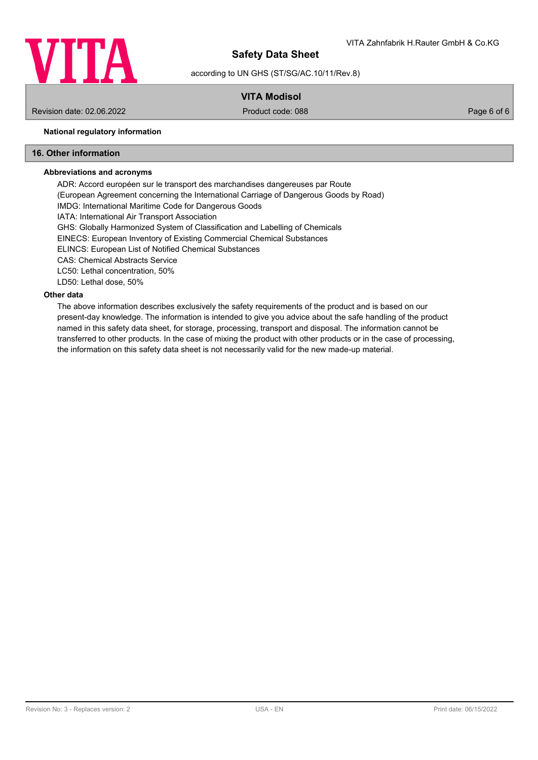**National regulatory information**

## 16. Other information

**Abbreviations and acronyms**

ADR: Accord européen sur le transport des marchandises dangereuses par Route
(European Agreement concerning the International Carriage of Dangerous Goods by Road)
IMDG: International Maritime Code for Dangerous Goods
IATA: International Air Transport Association
GHS: Globally Harmonized System of Classification and Labelling of Chemicals
EINECS: European Inventory of Existing Commercial Chemical Substances
ELINCS: European List of Notified Chemical Substances
CAS: Chemical Abstracts Service
LC50: Lethal concentration, 50%
LD50: Lethal dose, 50%

**Other data**

The above information describes exclusively the safety requirements of the product and is based on our present-day knowledge. The information is intended to give you advice about the safe handling of the product named in this safety data sheet, for storage, processing, transport and disposal. The information cannot be transferred to other products. In the case of mixing the product with other products or in the case of processing, the information on this safety data sheet is not necessarily valid for the new made-up material.